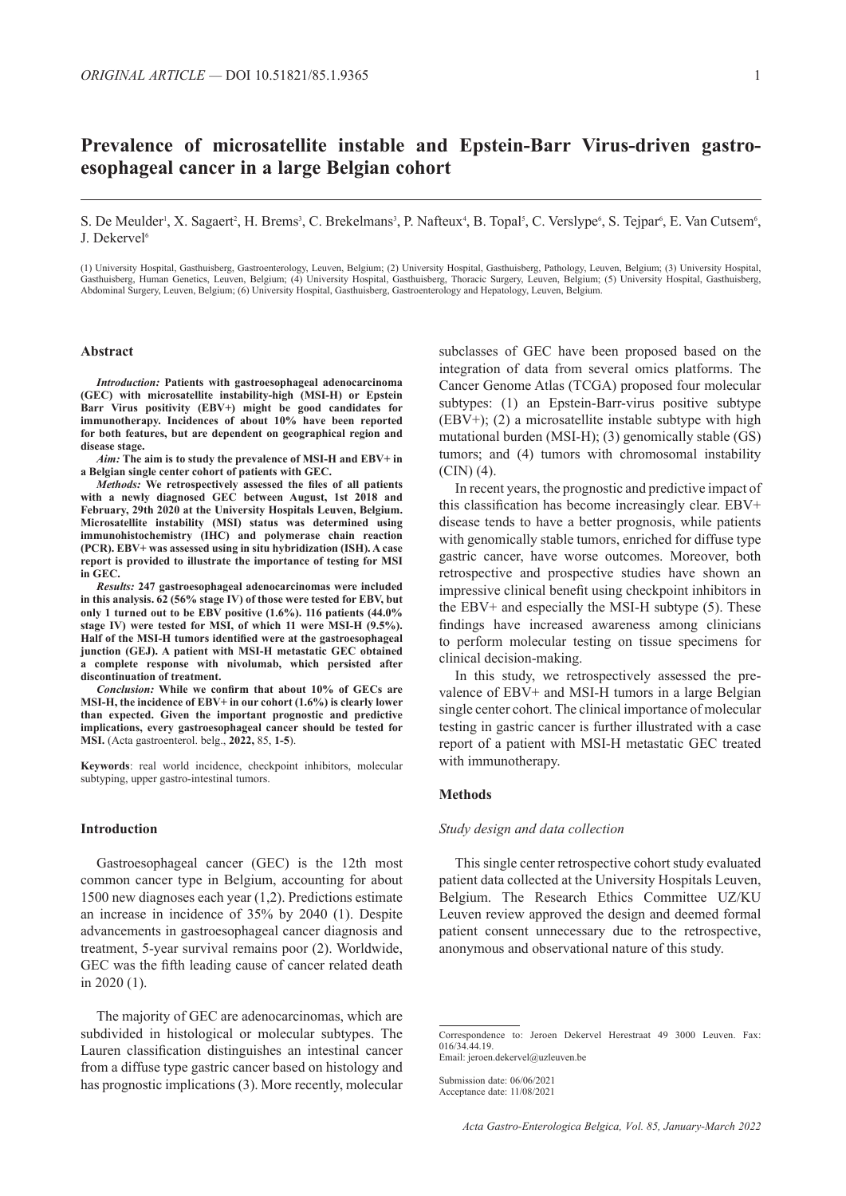# Prevalence of microsatellite instable and Epstein-Barr Virus-driven gastro-esophageal cancer in a large Belgian cohort

S. De Meulder[1], X. Sagaert[2], H. Brems[3], C. Brekelmans[3], P. Nafteux[4], B. Topal[5], C. Verslype[6], S. Tejpar[6], E. Van Cutsem[6], J. Dekervel[6]

(1) University Hospital, Gasthuisberg, Gastroenterology, Leuven, Belgium; (2) University Hospital, Gasthuisberg, Pathology, Leuven, Belgium; (3) University Hospital, Gasthuisberg, Human Genetics, Leuven, Belgium; (4) University Hospital, Gasthuisberg, Thoracic Surgery, Leuven, Belgium; (5) University Hospital, Gasthuisberg, Abdominal Surgery, Leuven, Belgium; (6) University Hospital, Gasthuisberg, Gastroenterology and Hepatology, Leuven, Belgium.

## Abstract

***Introduction:*** **Patients with gastroesophageal adenocarcinoma (GEC) with microsatellite instability-high (MSI-H) or Epstein Barr Virus positivity (EBV+) might be good candidates for immunotherapy. Incidences of about 10% have been reported for both features, but are dependent on geographical region and disease stage.**

***Aim:*** **The aim is to study the prevalence of MSI-H and EBV+ in a Belgian single center cohort of patients with GEC.**

***Methods:*** **We retrospectively assessed the files of all patients with a newly diagnosed GEC between August, 1st 2018 and February, 29th 2020 at the University Hospitals Leuven, Belgium. Microsatellite instability (MSI) status was determined using immunohistochemistry (IHC) and polymerase chain reaction (PCR). EBV+ was assessed using in situ hybridization (ISH). A case report is provided to illustrate the importance of testing for MSI in GEC.**

***Results:*** **247 gastroesophageal adenocarcinomas were included in this analysis. 62 (56% stage IV) of those were tested for EBV, but only 1 turned out to be EBV positive (1.6%). 116 patients (44.0% stage IV) were tested for MSI, of which 11 were MSI-H (9.5%). Half of the MSI-H tumors identified were at the gastroesophageal junction (GEJ). A patient with MSI-H metastatic GEC obtained a complete response with nivolumab, which persisted after discontinuation of treatment.**

***Conclusion:*** **While we confirm that about 10% of GECs are MSI-H, the incidence of EBV+ in our cohort (1.6%) is clearly lower than expected. Given the important prognostic and predictive implications, every gastroesophageal cancer should be tested for MSI.** (Acta gastroenterol. belg., **2022,** 85, **1-5**).

**Keywords**: real world incidence, checkpoint inhibitors, molecular subtyping, upper gastro-intestinal tumors.

## Introduction

Gastroesophageal cancer (GEC) is the 12th most common cancer type in Belgium, accounting for about 1500 new diagnoses each year (1,2). Predictions estimate an increase in incidence of 35% by 2040 (1). Despite advancements in gastroesophageal cancer diagnosis and treatment, 5-year survival remains poor (2). Worldwide, GEC was the fifth leading cause of cancer related death in 2020 (1).

The majority of GEC are adenocarcinomas, which are subdivided in histological or molecular subtypes. The Lauren classification distinguishes an intestinal cancer from a diffuse type gastric cancer based on histology and has prognostic implications (3). More recently, molecular subclasses of GEC have been proposed based on the integration of data from several omics platforms. The Cancer Genome Atlas (TCGA) proposed four molecular subtypes: (1) an Epstein-Barr-virus positive subtype (EBV+); (2) a microsatellite instable subtype with high mutational burden (MSI-H); (3) genomically stable (GS) tumors; and (4) tumors with chromosomal instability (CIN) (4).

In recent years, the prognostic and predictive impact of this classification has become increasingly clear. EBV+ disease tends to have a better prognosis, while patients with genomically stable tumors, enriched for diffuse type gastric cancer, have worse outcomes. Moreover, both retrospective and prospective studies have shown an impressive clinical benefit using checkpoint inhibitors in the EBV+ and especially the MSI-H subtype (5). These findings have increased awareness among clinicians to perform molecular testing on tissue specimens for clinical decision-making.

In this study, we retrospectively assessed the prevalence of EBV+ and MSI-H tumors in a large Belgian single center cohort. The clinical importance of molecular testing in gastric cancer is further illustrated with a case report of a patient with MSI-H metastatic GEC treated with immunotherapy.

## Methods

### *Study design and data collection*

This single center retrospective cohort study evaluated patient data collected at the University Hospitals Leuven, Belgium. The Research Ethics Committee UZ/KU Leuven review approved the design and deemed formal patient consent unnecessary due to the retrospective, anonymous and observational nature of this study.

Correspondence to: Jeroen Dekervel Herestraat 49 3000 Leuven. Fax: 016/34.44.19.
Email: jeroen.dekervel@uzleuven.be

Submission date: 06/06/2021
Acceptance date: 11/08/2021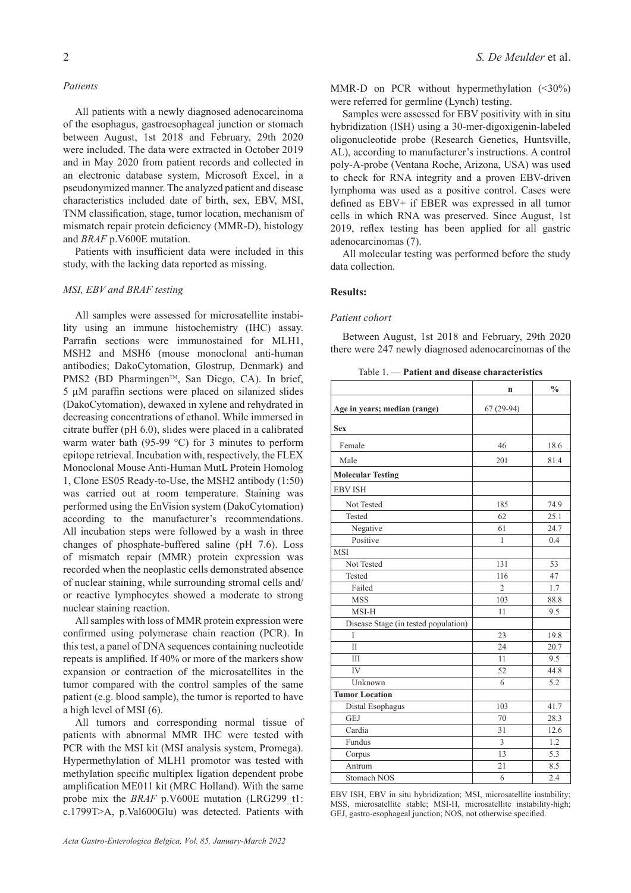### *Patients*

All patients with a newly diagnosed adenocarcinoma of the esophagus, gastroesophageal junction or stomach between August, 1st 2018 and February, 29th 2020 were included. The data were extracted in October 2019 and in May 2020 from patient records and collected in an electronic database system, Microsoft Excel, in a pseudonymized manner. The analyzed patient and disease characteristics included date of birth, sex, EBV, MSI, TNM classification, stage, tumor location, mechanism of mismatch repair protein deficiency (MMR-D), histology and *BRAF* p.V600E mutation.

Patients with insufficient data were included in this study, with the lacking data reported as missing.

### *MSI, EBV and BRAF testing*

All samples were assessed for microsatellite instability using an immune histochemistry (IHC) assay. Parrafin sections were immunostained for MLH1, MSH2 and MSH6 (mouse monoclonal anti-human antibodies; DakoCytomation, Glostrup, Denmark) and PMS2 (BD Pharmingen™, San Diego, CA). In brief, 5 μM paraffin sections were placed on silanized slides (DakoCytomation), dewaxed in xylene and rehydrated in decreasing concentrations of ethanol. While immersed in citrate buffer (pH 6.0), slides were placed in a calibrated warm water bath (95-99 °C) for 3 minutes to perform epitope retrieval. Incubation with, respectively, the FLEX Monoclonal Mouse Anti-Human MutL Protein Homolog 1, Clone ES05 Ready-to-Use, the MSH2 antibody (1:50) was carried out at room temperature. Staining was performed using the EnVision system (DakoCytomation) according to the manufacturer's recommendations. All incubation steps were followed by a wash in three changes of phosphate-buffered saline (pH 7.6). Loss of mismatch repair (MMR) protein expression was recorded when the neoplastic cells demonstrated absence of nuclear staining, while surrounding stromal cells and/or reactive lymphocytes showed a moderate to strong nuclear staining reaction.

All samples with loss of MMR protein expression were confirmed using polymerase chain reaction (PCR). In this test, a panel of DNA sequences containing nucleotide repeats is amplified. If 40% or more of the markers show expansion or contraction of the microsatellites in the tumor compared with the control samples of the same patient (e.g. blood sample), the tumor is reported to have a high level of MSI (6).

All tumors and corresponding normal tissue of patients with abnormal MMR IHC were tested with PCR with the MSI kit (MSI analysis system, Promega). Hypermethylation of MLH1 promotor was tested with methylation specific multiplex ligation dependent probe amplification ME011 kit (MRC Holland). With the same probe mix the *BRAF* p.V600E mutation (LRG299_t1: c.1799T>A, p.Val600Glu) was detected. Patients with MMR-D on PCR without hypermethylation (<30%) were referred for germline (Lynch) testing.

Samples were assessed for EBV positivity with in situ hybridization (ISH) using a 30-mer-digoxigenin-labeled oligonucleotide probe (Research Genetics, Huntsville, AL), according to manufacturer's instructions. A control poly-A-probe (Ventana Roche, Arizona, USA) was used to check for RNA integrity and a proven EBV-driven lymphoma was used as a positive control. Cases were defined as EBV+ if EBER was expressed in all tumor cells in which RNA was preserved. Since August, 1st 2019, reflex testing has been applied for all gastric adenocarcinomas (7).

All molecular testing was performed before the study data collection.

## **Results:**

### *Patient cohort*

Between August, 1st 2018 and February, 29th 2020 there were 247 newly diagnosed adenocarcinomas of the

Table 1. — **Patient and disease characteristics**

| | n | % |
|---|---|---|
| **Age in years; median (range)** | 67 (29-94) | |
| **Sex** | | |
| Female | 46 | 18.6 |
| Male | 201 | 81.4 |
| **Molecular Testing** | | |
| EBV ISH | | |
| Not Tested | 185 | 74.9 |
| Tested | 62 | 25.1 |
| Negative | 61 | 24.7 |
| Positive | 1 | 0.4 |
| MSI | | |
| Not Tested | 131 | 53 |
| Tested | 116 | 47 |
| Failed | 2 | 1.7 |
| MSS | 103 | 88.8 |
| MSI-H | 11 | 9.5 |
| Disease Stage (in tested population) | | |
| I | 23 | 19.8 |
| II | 24 | 20.7 |
| III | 11 | 9.5 |
| IV | 52 | 44.8 |
| Unknown | 6 | 5.2 |
| **Tumor Location** | | |
| Distal Esophagus | 103 | 41.7 |
| GEJ | 70 | 28.3 |
| Cardia | 31 | 12.6 |
| Fundus | 3 | 1.2 |
| Corpus | 13 | 5.3 |
| Antrum | 21 | 8.5 |
| Stomach NOS | 6 | 2.4 |

EBV ISH, EBV in situ hybridization; MSI, microsatellite instability; MSS, microsatellite stable; MSI-H, microsatellite instability-high; GEJ, gastro-esophageal junction; NOS, not otherwise specified.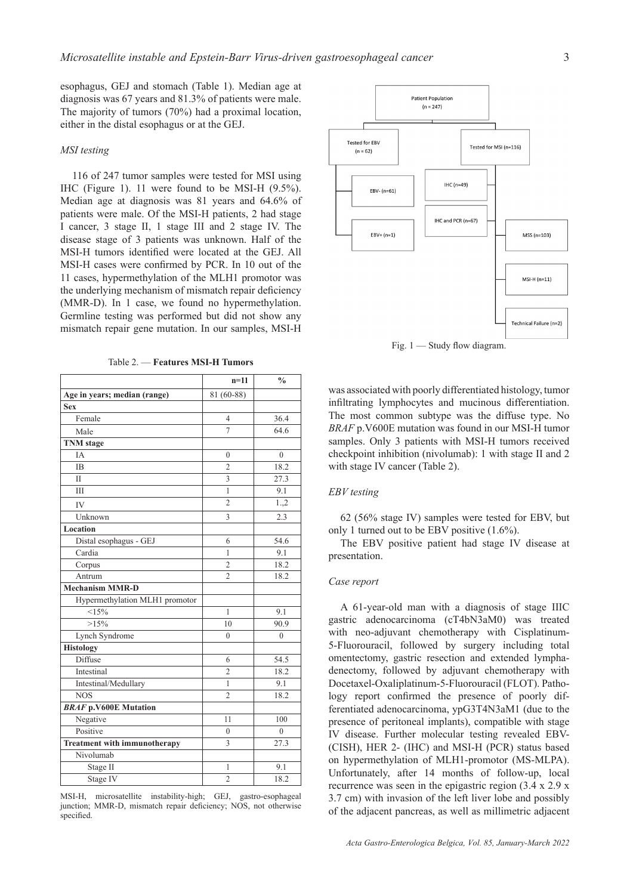esophagus, GEJ and stomach (Table 1). Median age at diagnosis was 67 years and 81.3% of patients were male. The majority of tumors (70%) had a proximal location, either in the distal esophagus or at the GEJ.

*MSI testing*

116 of 247 tumor samples were tested for MSI using IHC (Figure 1). 11 were found to be MSI-H (9.5%). Median age at diagnosis was 81 years and 64.6% of patients were male. Of the MSI-H patients, 2 had stage I cancer, 3 stage II, 1 stage III and 2 stage IV. The disease stage of 3 patients was unknown. Half of the MSI-H tumors identified were located at the GEJ. All MSI-H cases were confirmed by PCR. In 10 out of the 11 cases, hypermethylation of the MLH1 promotor was the underlying mechanism of mismatch repair deficiency (MMR-D). In 1 case, we found no hypermethylation. Germline testing was performed but did not show any mismatch repair gene mutation. In our samples, MSI-H was associated with poorly differentiated histology, tumor infiltrating lymphocytes and mucinous differentiation. The most common subtype was the diffuse type. No *BRAF* p.V600E mutation was found in our MSI-H tumor samples. Only 3 patients with MSI-H tumors received checkpoint inhibition (nivolumab): 1 with stage II and 2 with stage IV cancer (Table 2).

Table 2. — **Features MSI-H Tumors**

| | n=11 | % |
|---|---|---|
| **Age in years; median (range)** | 81 (60-88) | |
| **Sex** | | |
| Female | 4 | 36.4 |
| Male | 7 | 64.6 |
| **TNM stage** | | |
| IA | 0 | 0 |
| IB | 2 | 18.2 |
| II | 3 | 27.3 |
| III | 1 | 9.1 |
| IV | 2 | 1.,2 |
| Unknown | 3 | 2.3 |
| **Location** | | |
| Distal esophagus - GEJ | 6 | 54.6 |
| Cardia | 1 | 9.1 |
| Corpus | 2 | 18.2 |
| Antrum | 2 | 18.2 |
| **Mechanism MMR-D** | | |
| Hypermethylation MLH1 promotor | | |
| <15% | 1 | 9.1 |
| >15% | 10 | 90.9 |
| Lynch Syndrome | 0 | 0 |
| **Histology** | | |
| Diffuse | 6 | 54.5 |
| Intestinal | 2 | 18.2 |
| Intestinal/Medullary | 1 | 9.1 |
| NOS | 2 | 18.2 |
| ***BRAF* p.V600E Mutation** | | |
| Negative | 11 | 100 |
| Positive | 0 | 0 |
| **Treatment with immunotherapy** | 3 | 27.3 |
| Nivolumab | | |
| Stage II | 1 | 9.1 |
| Stage IV | 2 | 18.2 |

MSI-H, microsatellite instability-high; GEJ, gastro-esophageal junction; MMR-D, mismatch repair deficiency; NOS, not otherwise specified.

Patient Population (n = 247)
- Tested for EBV (n = 62)
  - EBV- (n=61)
  - EBV+ (n=1)
- Tested for MSI (n=116)
  - IHC (n=49)
  - IHC and PCR (n=67)
  - MSS (n=103)
  - MSI-H (n=11)
  - Technical Failure (n=2)

Fig. 1 — Study flow diagram.

*EBV testing*

62 (56% stage IV) samples were tested for EBV, but only 1 turned out to be EBV positive (1.6%).

The EBV positive patient had stage IV disease at presentation.

*Case report*

A 61-year-old man with a diagnosis of stage IIIC gastric adenocarcinoma (cT4bN3aM0) was treated with neo-adjuvant chemotherapy with Cisplatinum-5-Fluorouracil, followed by surgery including total omentectomy, gastric resection and extended lymphadenectomy, followed by adjuvant chemotherapy with Docetaxel-Oxaliplatinum-5-Fluorouracil (FLOT). Pathology report confirmed the presence of poorly differentiated adenocarcinoma, ypG3T4N3aM1 (due to the presence of peritoneal implants), compatible with stage IV disease. Further molecular testing revealed EBV- (CISH), HER 2- (IHC) and MSI-H (PCR) status based on hypermethylation of MLH1-promotor (MS-MLPA). Unfortunately, after 14 months of follow-up, local recurrence was seen in the epigastric region (3.4 x 2.9 x 3.7 cm) with invasion of the left liver lobe and possibly of the adjacent pancreas, as well as millimetric adjacent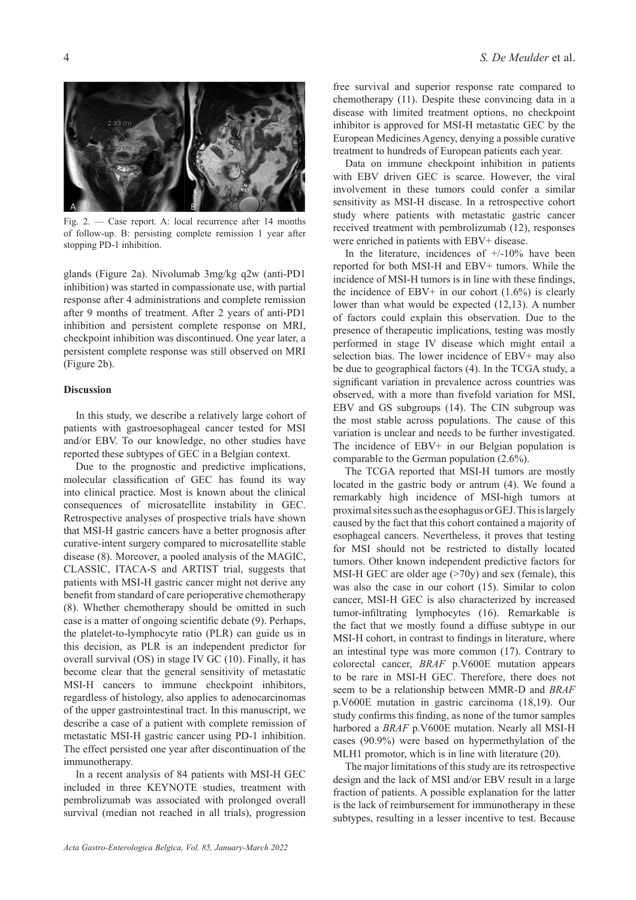Fig. 2. — Case report. A: local recurrence after 14 months of follow-up. B: persisting complete remission 1 year after stopping PD-1 inhibition.

glands (Figure 2a). Nivolumab 3mg/kg q2w (anti-PD1 inhibition) was started in compassionate use, with partial response after 4 administrations and complete remission after 9 months of treatment. After 2 years of anti-PD1 inhibition and persistent complete response on MRI, checkpoint inhibition was discontinued. One year later, a persistent complete response was still observed on MRI (Figure 2b).

## Discussion

In this study, we describe a relatively large cohort of patients with gastroesophageal cancer tested for MSI and/or EBV. To our knowledge, no other studies have reported these subtypes of GEC in a Belgian context.

Due to the prognostic and predictive implications, molecular classification of GEC has found its way into clinical practice. Most is known about the clinical consequences of microsatellite instability in GEC. Retrospective analyses of prospective trials have shown that MSI-H gastric cancers have a better prognosis after curative-intent surgery compared to microsatellite stable disease (8). Moreover, a pooled analysis of the MAGIC, CLASSIC, ITACA-S and ARTIST trial, suggests that patients with MSI-H gastric cancer might not derive any benefit from standard of care perioperative chemotherapy (8). Whether chemotherapy should be omitted in such case is a matter of ongoing scientific debate (9). Perhaps, the platelet-to-lymphocyte ratio (PLR) can guide us in this decision, as PLR is an independent predictor for overall survival (OS) in stage IV GC (10). Finally, it has become clear that the general sensitivity of metastatic MSI-H cancers to immune checkpoint inhibitors, regardless of histology, also applies to adenocarcinomas of the upper gastrointestinal tract. In this manuscript, we describe a case of a patient with complete remission of metastatic MSI-H gastric cancer using PD-1 inhibition. The effect persisted one year after discontinuation of the immunotherapy.

In a recent analysis of 84 patients with MSI-H GEC included in three KEYNOTE studies, treatment with pembrolizumab was associated with prolonged overall survival (median not reached in all trials), progression free survival and superior response rate compared to chemotherapy (11). Despite these convincing data in a disease with limited treatment options, no checkpoint inhibitor is approved for MSI-H metastatic GEC by the European Medicines Agency, denying a possible curative treatment to hundreds of European patients each year.

Data on immune checkpoint inhibition in patients with EBV driven GEC is scarce. However, the viral involvement in these tumors could confer a similar sensitivity as MSI-H disease. In a retrospective cohort study where patients with metastatic gastric cancer received treatment with pembrolizumab (12), responses were enriched in patients with EBV+ disease.

In the literature, incidences of +/-10% have been reported for both MSI-H and EBV+ tumors. While the incidence of MSI-H tumors is in line with these findings, the incidence of EBV+ in our cohort (1.6%) is clearly lower than what would be expected (12,13). A number of factors could explain this observation. Due to the presence of therapeutic implications, testing was mostly performed in stage IV disease which might entail a selection bias. The lower incidence of EBV+ may also be due to geographical factors (4). In the TCGA study, a significant variation in prevalence across countries was observed, with a more than fivefold variation for MSI, EBV and GS subgroups (14). The CIN subgroup was the most stable across populations. The cause of this variation is unclear and needs to be further investigated. The incidence of EBV+ in our Belgian population is comparable to the German population (2.6%).

The TCGA reported that MSI-H tumors are mostly located in the gastric body or antrum (4). We found a remarkably high incidence of MSI-high tumors at proximal sites such as the esophagus or GEJ. This is largely caused by the fact that this cohort contained a majority of esophageal cancers. Nevertheless, it proves that testing for MSI should not be restricted to distally located tumors. Other known independent predictive factors for MSI-H GEC are older age (>70y) and sex (female), this was also the case in our cohort (15). Similar to colon cancer, MSI-H GEC is also characterized by increased tumor-infiltrating lymphocytes (16). Remarkable is the fact that we mostly found a diffuse subtype in our MSI-H cohort, in contrast to findings in literature, where an intestinal type was more common (17). Contrary to colorectal cancer, *BRAF* p.V600E mutation appears to be rare in MSI-H GEC. Therefore, there does not seem to be a relationship between MMR-D and *BRAF* p.V600E mutation in gastric carcinoma (18,19). Our study confirms this finding, as none of the tumor samples harbored a *BRAF* p.V600E mutation. Nearly all MSI-H cases (90.9%) were based on hypermethylation of the MLH1 promotor, which is in line with literature (20).

The major limitations of this study are its retrospective design and the lack of MSI and/or EBV result in a large fraction of patients. A possible explanation for the latter is the lack of reimbursement for immunotherapy in these subtypes, resulting in a lesser incentive to test. Because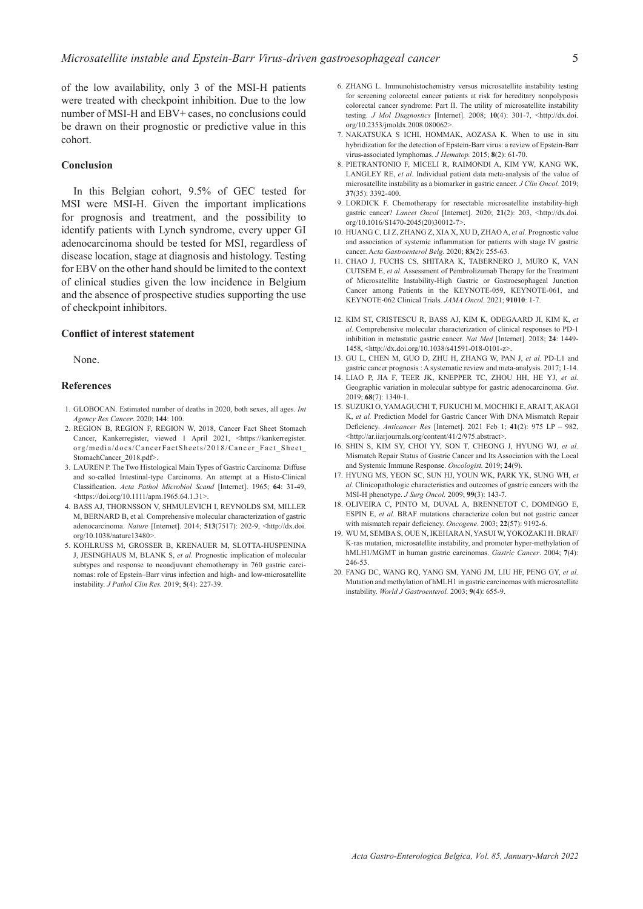of the low availability, only 3 of the MSI-H patients were treated with checkpoint inhibition. Due to the low number of MSI-H and EBV+ cases, no conclusions could be drawn on their prognostic or predictive value in this cohort.

### Conclusion

In this Belgian cohort, 9.5% of GEC tested for MSI were MSI-H. Given the important implications for prognosis and treatment, and the possibility to identify patients with Lynch syndrome, every upper GI adenocarcinoma should be tested for MSI, regardless of disease location, stage at diagnosis and histology. Testing for EBV on the other hand should be limited to the context of clinical studies given the low incidence in Belgium and the absence of prospective studies supporting the use of checkpoint inhibitors.

### Conflict of interest statement

None.

### References

1. GLOBOCAN. Estimated number of deaths in 2020, both sexes, all ages. *Int Agency Res Cancer*. 2020; **144**: 100.
2. REGION B, REGION F, REGION W, 2018, Cancer Fact Sheet Stomach Cancer, Kankerregister, viewed 1 April 2021, <https://kankerregister.org/media/docs/CancerFactSheets/2018/Cancer_Fact_Sheet_StomachCancer_2018.pdf>.
3. LAUREN P. The Two Histological Main Types of Gastric Carcinoma: Diffuse and so-called Intestinal-type Carcinoma. An attempt at a Histo-Clinical Classification. *Acta Pathol Microbiol Scand* [Internet]. 1965; **64**: 31-49, <https://doi.org/10.1111/apm.1965.64.1.31>.
4. BASS AJ, THORNSSON V, SHMULEVICH I, REYNOLDS SM, MILLER M, BERNARD B, et al. Comprehensive molecular characterization of gastric adenocarcinoma. *Nature* [Internet]. 2014; **513**(7517): 202-9, <http://dx.doi.org/10.1038/nature13480>.
5. KOHLRUSS M, GROSSER B, KRENAUER M, SLOTTA-HUSPENINA J, JESINGHAUS M, BLANK S, *et al.* Prognostic implication of molecular subtypes and response to neoadjuvant chemotherapy in 760 gastric carcinomas: role of Epstein–Barr virus infection and high- and low-microsatellite instability. *J Pathol Clin Res.* 2019; **5**(4): 227-39.
6. ZHANG L. Immunohistochemistry versus microsatellite instability testing for screening colorectal cancer patients at risk for hereditary nonpolyposis colorectal cancer syndrome: Part II. The utility of microsatellite instability testing. *J Mol Diagnostics* [Internet]. 2008; **10**(4): 301-7, <http://dx.doi.org/10.2353/jmoldx.2008.080062>.
7. NAKATSUKA S ICHI, HOMMAK, AOZASA K. When to use in situ hybridization for the detection of Epstein-Barr virus: a review of Epstein-Barr virus-associated lymphomas. *J Hematop.* 2015; **8**(2): 61-70.
8. PIETRANTONIO F, MICELI R, RAIMONDI A, KIM YW, KANG WK, LANGLEY RE, *et al.* Individual patient data meta-analysis of the value of microsatellite instability as a biomarker in gastric cancer. *J Clin Oncol.* 2019; **37**(35): 3392-400.
9. LORDICK F. Chemotherapy for resectable microsatellite instability-high gastric cancer? *Lancet Oncol* [Internet]. 2020; **21**(2): 203, <http://dx.doi.org/10.1016/S1470-2045(20)30012-7>.
10. HUANG C, LI Z, ZHANG Z, XIA X, XU D, ZHAO A, *et al.* Prognostic value and association of systemic inflammation for patients with stage IV gastric cancer. A*cta Gastroenterol Belg.* 2020; **83**(2): 255-63.
11. CHAO J, FUCHS CS, SHITARA K, TABERNERO J, MURO K, VAN CUTSEM E, *et al.* Assessment of Pembrolizumab Therapy for the Treatment of Microsatellite Instability-High Gastric or Gastroesophageal Junction Cancer among Patients in the KEYNOTE-059, KEYNOTE-061, and KEYNOTE-062 Clinical Trials. *JAMA Oncol.* 2021; **91010**: 1-7.
12. KIM ST, CRISTESCU R, BASS AJ, KIM K, ODEGAARD JI, KIM K, *et al.* Comprehensive molecular characterization of clinical responses to PD-1 inhibition in metastatic gastric cancer. *Nat Med* [Internet]. 2018; **24**: 1449-1458, <http://dx.doi.org/10.1038/s41591-018-0101-z>.
13. GU L, CHEN M, GUO D, ZHU H, ZHANG W, PAN J, *et al.* PD-L1 and gastric cancer prognosis : A systematic review and meta-analysis. 2017; 1-14.
14. LIAO P, JIA F, TEER JK, KNEPPER TC, ZHOU HH, HE YJ, *et al.* Geographic variation in molecular subtype for gastric adenocarcinoma. *Gut*. 2019; **68**(7): 1340-1.
15. SUZUKI O, YAMAGUCHI T, FUKUCHI M, MOCHIKI E, ARAI T, AKAGI K, *et al.* Prediction Model for Gastric Cancer With DNA Mismatch Repair Deficiency. *Anticancer Res* [Internet]. 2021 Feb 1; **41**(2): 975 LP – 982, <http://ar.iiarjournals.org/content/41/2/975.abstract>.
16. SHIN S, KIM SY, CHOI YY, SON T, CHEONG J, HYUNG WJ, *et al.* Mismatch Repair Status of Gastric Cancer and Its Association with the Local and Systemic Immune Response. *Oncologist.* 2019; **24**(9).
17. HYUNG MS, YEON SC, SUN HJ, YOUN WK, PARK YK, SUNG WH, *et al.* Clinicopathologic characteristics and outcomes of gastric cancers with the MSI-H phenotype. *J Surg Oncol.* 2009; **99**(3): 143-7.
18. OLIVEIRA C, PINTO M, DUVAL A, BRENNETOT C, DOMINGO E, ESPIN E, *et al.* BRAF mutations characterize colon but not gastric cancer with mismatch repair deficiency. *Oncogene*. 2003; **22**(57): 9192-6.
19. WU M, SEMBA S, OUE N, IKEHARA N, YASUI W, YOKOZAKI H. BRAF/K-ras mutation, microsatellite instability, and promoter hyper-methylation of hMLH1/MGMT in human gastric carcinomas. *Gastric Cancer*. 2004; **7**(4): 246-53.
20. FANG DC, WANG RQ, YANG SM, YANG JM, LIU HF, PENG GY, *et al.* Mutation and methylation of hMLH1 in gastric carcinomas with microsatellite instability. *World J Gastroenterol.* 2003; **9**(4): 655-9.